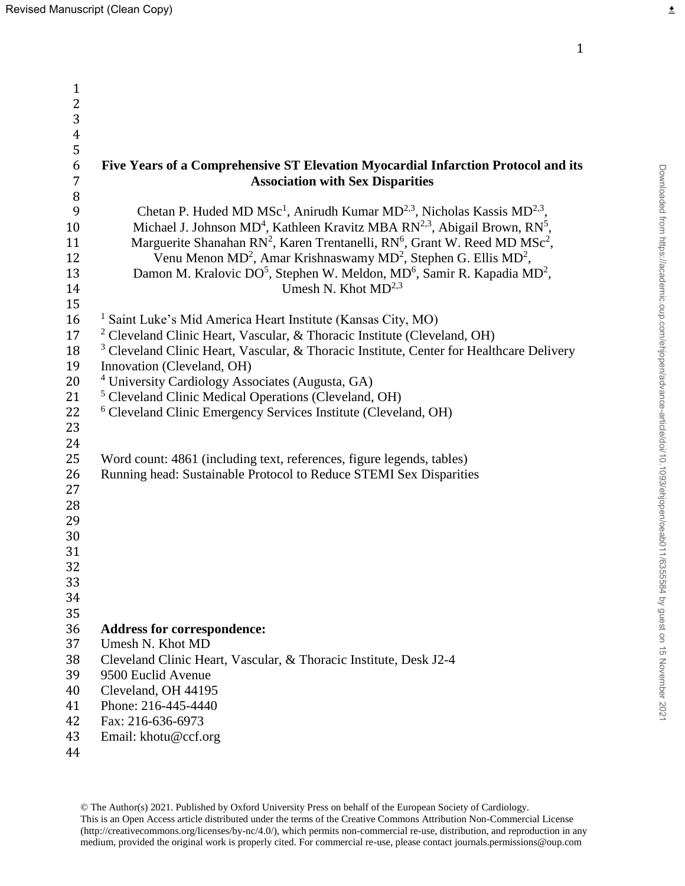# Five Years of a Comprehensive ST Elevation Myocardial Infarction Protocol and its Association with Sex Disparities

Chetan P. Huded MD MSc[1], Anirudh Kumar MD[2,3], Nicholas Kassis MD[2,3], Michael J. Johnson MD[4], Kathleen Kravitz MBA RN[2,3], Abigail Brown, RN[5], Marguerite Shanahan RN[2], Karen Trentanelli, RN[6], Grant W. Reed MD MSc[2], Venu Menon MD[2], Amar Krishnaswamy MD[2], Stephen G. Ellis MD[2], Damon M. Kralovic DO[5], Stephen W. Meldon, MD[6], Samir R. Kapadia MD[2], Umesh N. Khot MD[2,3]

[1] Saint Luke's Mid America Heart Institute (Kansas City, MO)
[2] Cleveland Clinic Heart, Vascular, & Thoracic Institute (Cleveland, OH)
[3] Cleveland Clinic Heart, Vascular, & Thoracic Institute, Center for Healthcare Delivery Innovation (Cleveland, OH)
[4] University Cardiology Associates (Augusta, GA)
[5] Cleveland Clinic Medical Operations (Cleveland, OH)
[6] Cleveland Clinic Emergency Services Institute (Cleveland, OH)

Word count: 4861 (including text, references, figure legends, tables)
Running head: Sustainable Protocol to Reduce STEMI Sex Disparities

**Address for correspondence:**
Umesh N. Khot MD
Cleveland Clinic Heart, Vascular, & Thoracic Institute, Desk J2-4
9500 Euclid Avenue
Cleveland, OH 44195
Phone: 216-445-4440
Fax: 216-636-6973
Email: khotu@ccf.org

© The Author(s) 2021. Published by Oxford University Press on behalf of the European Society of Cardiology. This is an Open Access article distributed under the terms of the Creative Commons Attribution Non-Commercial License (http://creativecommons.org/licenses/by-nc/4.0/), which permits non-commercial re-use, distribution, and reproduction in any medium, provided the original work is properly cited. For commercial re-use, please contact journals.permissions@oup.com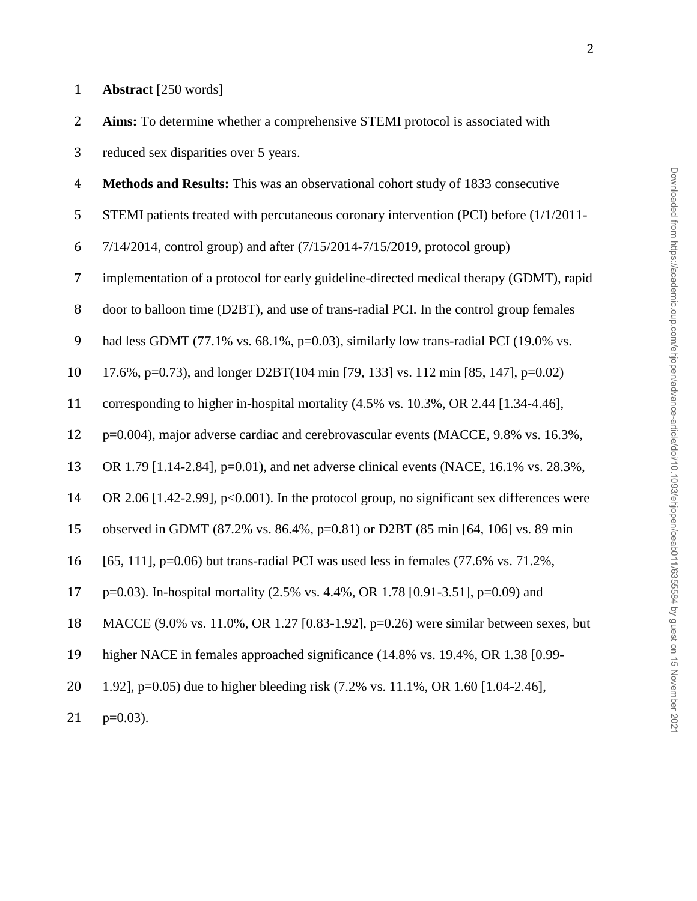**Abstract** [250 words]

**Aims:** To determine whether a comprehensive STEMI protocol is associated with reduced sex disparities over 5 years.

**Methods and Results:** This was an observational cohort study of 1833 consecutive STEMI patients treated with percutaneous coronary intervention (PCI) before (1/1/2011-7/14/2014, control group) and after (7/15/2014-7/15/2019, protocol group) implementation of a protocol for early guideline-directed medical therapy (GDMT), rapid door to balloon time (D2BT), and use of trans-radial PCI. In the control group females had less GDMT (77.1% vs. 68.1%, p=0.03), similarly low trans-radial PCI (19.0% vs. 17.6%, p=0.73), and longer D2BT(104 min [79, 133] vs. 112 min [85, 147], p=0.02) corresponding to higher in-hospital mortality (4.5% vs. 10.3%, OR 2.44 [1.34-4.46], p=0.004), major adverse cardiac and cerebrovascular events (MACCE, 9.8% vs. 16.3%, OR 1.79 [1.14-2.84], p=0.01), and net adverse clinical events (NACE, 16.1% vs. 28.3%, OR 2.06 [1.42-2.99], p<0.001). In the protocol group, no significant sex differences were observed in GDMT (87.2% vs. 86.4%, p=0.81) or D2BT (85 min [64, 106] vs. 89 min [65, 111], p=0.06) but trans-radial PCI was used less in females (77.6% vs. 71.2%, p=0.03). In-hospital mortality (2.5% vs. 4.4%, OR 1.78 [0.91-3.51], p=0.09) and MACCE (9.0% vs. 11.0%, OR 1.27 [0.83-1.92], p=0.26) were similar between sexes, but higher NACE in females approached significance (14.8% vs. 19.4%, OR 1.38 [0.99-1.92], p=0.05) due to higher bleeding risk (7.2% vs. 11.1%, OR 1.60 [1.04-2.46], p=0.03).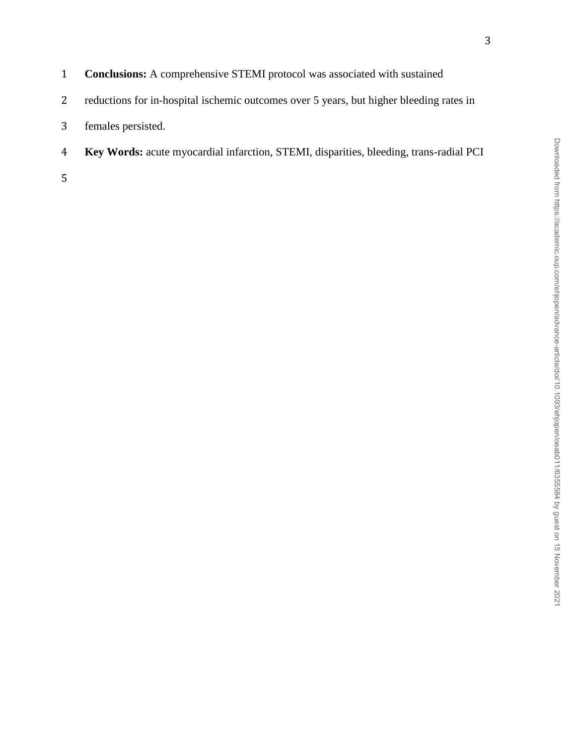**Conclusions:** A comprehensive STEMI protocol was associated with sustained reductions for in-hospital ischemic outcomes over 5 years, but higher bleeding rates in females persisted.

**Key Words:** acute myocardial infarction, STEMI, disparities, bleeding, trans-radial PCI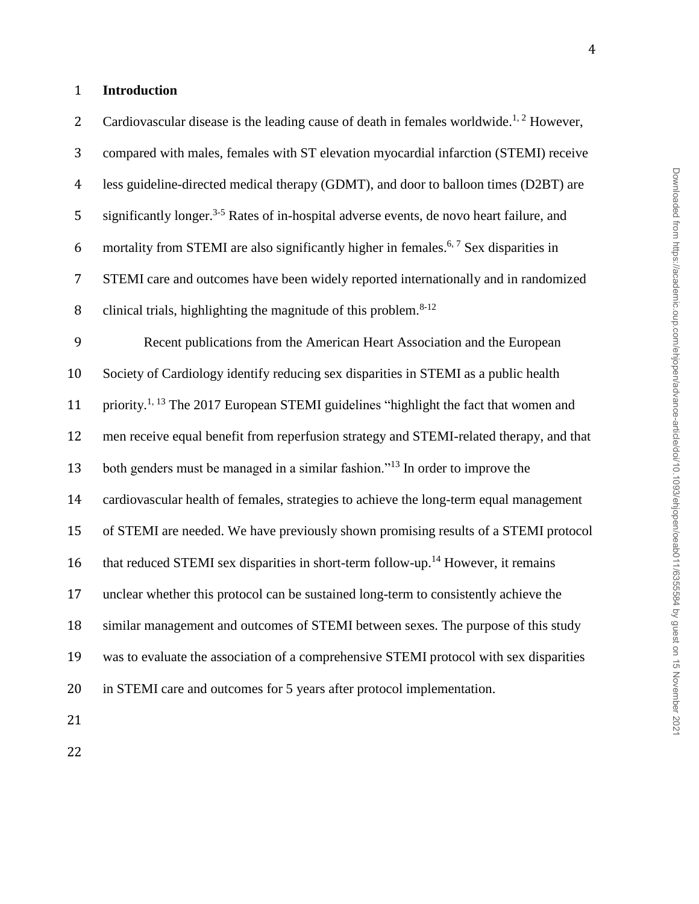## Introduction

Cardiovascular disease is the leading cause of death in females worldwide.[1, 2] However, compared with males, females with ST elevation myocardial infarction (STEMI) receive less guideline-directed medical therapy (GDMT), and door to balloon times (D2BT) are significantly longer.[3-5] Rates of in-hospital adverse events, de novo heart failure, and mortality from STEMI are also significantly higher in females.[6, 7] Sex disparities in STEMI care and outcomes have been widely reported internationally and in randomized clinical trials, highlighting the magnitude of this problem.[8-12]

Recent publications from the American Heart Association and the European Society of Cardiology identify reducing sex disparities in STEMI as a public health priority.[1, 13] The 2017 European STEMI guidelines "highlight the fact that women and men receive equal benefit from reperfusion strategy and STEMI-related therapy, and that both genders must be managed in a similar fashion."[13] In order to improve the cardiovascular health of females, strategies to achieve the long-term equal management of STEMI are needed. We have previously shown promising results of a STEMI protocol that reduced STEMI sex disparities in short-term follow-up.[14] However, it remains unclear whether this protocol can be sustained long-term to consistently achieve the similar management and outcomes of STEMI between sexes. The purpose of this study was to evaluate the association of a comprehensive STEMI protocol with sex disparities in STEMI care and outcomes for 5 years after protocol implementation.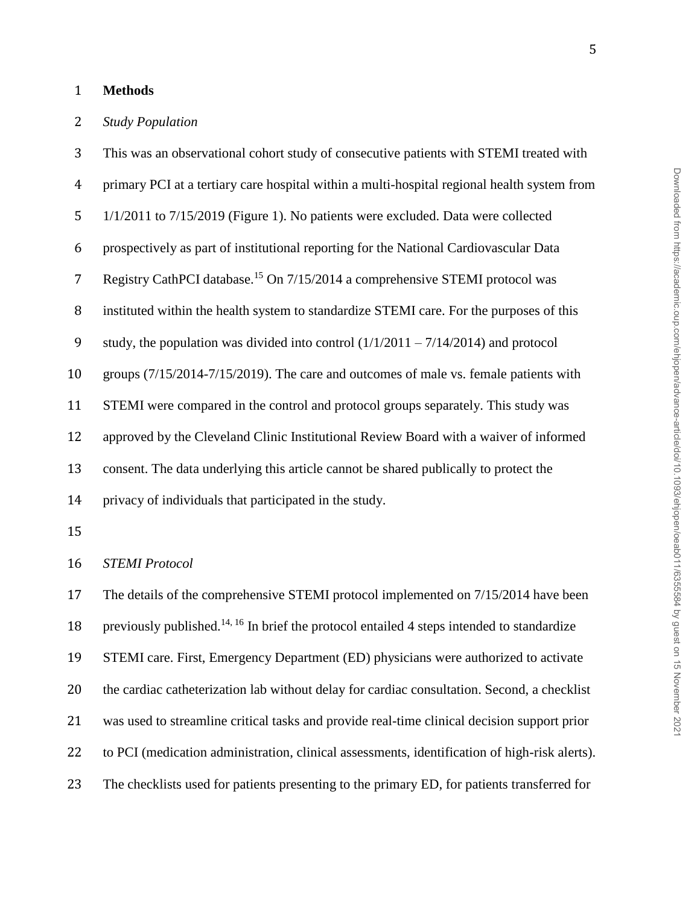## Methods

### *Study Population*

This was an observational cohort study of consecutive patients with STEMI treated with primary PCI at a tertiary care hospital within a multi-hospital regional health system from 1/1/2011 to 7/15/2019 (Figure 1). No patients were excluded. Data were collected prospectively as part of institutional reporting for the National Cardiovascular Data Registry CathPCI database.[15] On 7/15/2014 a comprehensive STEMI protocol was instituted within the health system to standardize STEMI care. For the purposes of this study, the population was divided into control (1/1/2011 – 7/14/2014) and protocol groups (7/15/2014-7/15/2019). The care and outcomes of male vs. female patients with STEMI were compared in the control and protocol groups separately. This study was approved by the Cleveland Clinic Institutional Review Board with a waiver of informed consent. The data underlying this article cannot be shared publically to protect the privacy of individuals that participated in the study.

### *STEMI Protocol*

The details of the comprehensive STEMI protocol implemented on 7/15/2014 have been previously published.[14, 16] In brief the protocol entailed 4 steps intended to standardize STEMI care. First, Emergency Department (ED) physicians were authorized to activate the cardiac catheterization lab without delay for cardiac consultation. Second, a checklist was used to streamline critical tasks and provide real-time clinical decision support prior to PCI (medication administration, clinical assessments, identification of high-risk alerts). The checklists used for patients presenting to the primary ED, for patients transferred for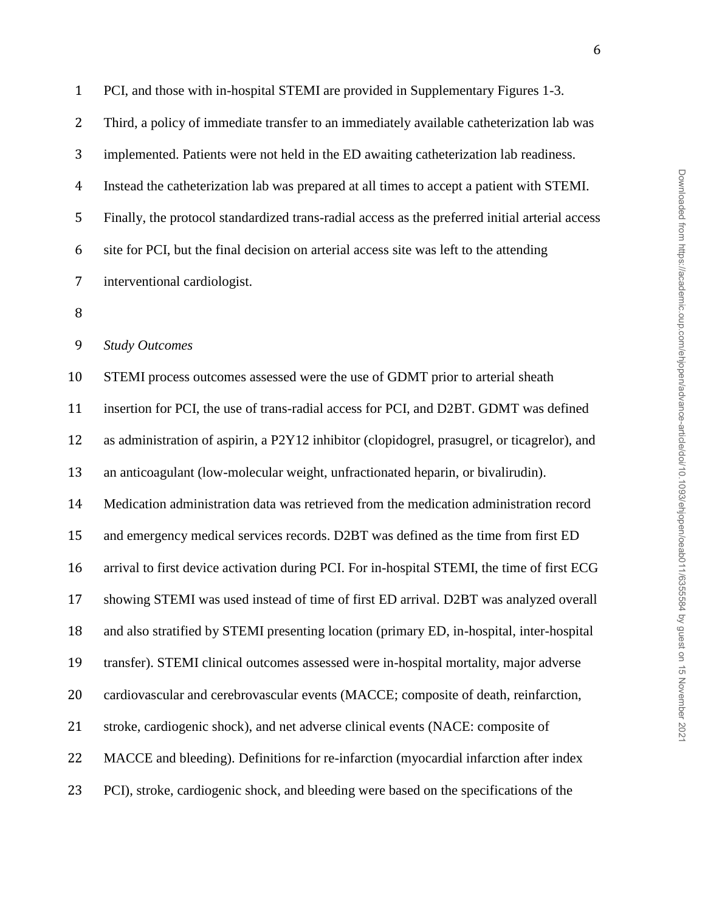PCI, and those with in-hospital STEMI are provided in Supplementary Figures 1-3. Third, a policy of immediate transfer to an immediately available catheterization lab was implemented. Patients were not held in the ED awaiting catheterization lab readiness. Instead the catheterization lab was prepared at all times to accept a patient with STEMI. Finally, the protocol standardized trans-radial access as the preferred initial arterial access site for PCI, but the final decision on arterial access site was left to the attending interventional cardiologist.

*Study Outcomes*

STEMI process outcomes assessed were the use of GDMT prior to arterial sheath insertion for PCI, the use of trans-radial access for PCI, and D2BT. GDMT was defined as administration of aspirin, a P2Y12 inhibitor (clopidogrel, prasugrel, or ticagrelor), and an anticoagulant (low-molecular weight, unfractionated heparin, or bivalirudin). Medication administration data was retrieved from the medication administration record and emergency medical services records. D2BT was defined as the time from first ED arrival to first device activation during PCI. For in-hospital STEMI, the time of first ECG showing STEMI was used instead of time of first ED arrival. D2BT was analyzed overall and also stratified by STEMI presenting location (primary ED, in-hospital, inter-hospital transfer). STEMI clinical outcomes assessed were in-hospital mortality, major adverse cardiovascular and cerebrovascular events (MACCE; composite of death, reinfarction, stroke, cardiogenic shock), and net adverse clinical events (NACE: composite of MACCE and bleeding). Definitions for re-infarction (myocardial infarction after index PCI), stroke, cardiogenic shock, and bleeding were based on the specifications of the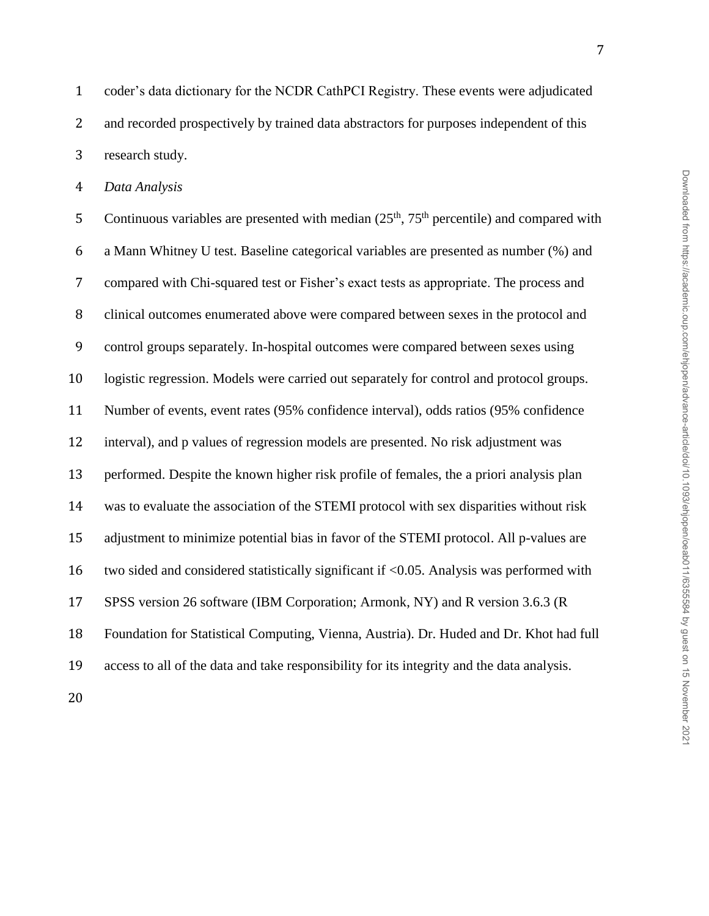coder's data dictionary for the NCDR CathPCI Registry. These events were adjudicated and recorded prospectively by trained data abstractors for purposes independent of this research study.

*Data Analysis*

Continuous variables are presented with median ($25^{th}$, $75^{th}$ percentile) and compared with a Mann Whitney U test. Baseline categorical variables are presented as number (%) and compared with Chi-squared test or Fisher's exact tests as appropriate. The process and clinical outcomes enumerated above were compared between sexes in the protocol and control groups separately. In-hospital outcomes were compared between sexes using logistic regression. Models were carried out separately for control and protocol groups. Number of events, event rates (95% confidence interval), odds ratios (95% confidence interval), and p values of regression models are presented. No risk adjustment was performed. Despite the known higher risk profile of females, the a priori analysis plan was to evaluate the association of the STEMI protocol with sex disparities without risk adjustment to minimize potential bias in favor of the STEMI protocol. All p-values are two sided and considered statistically significant if <0.05. Analysis was performed with SPSS version 26 software (IBM Corporation; Armonk, NY) and R version 3.6.3 (R Foundation for Statistical Computing, Vienna, Austria). Dr. Huded and Dr. Khot had full access to all of the data and take responsibility for its integrity and the data analysis.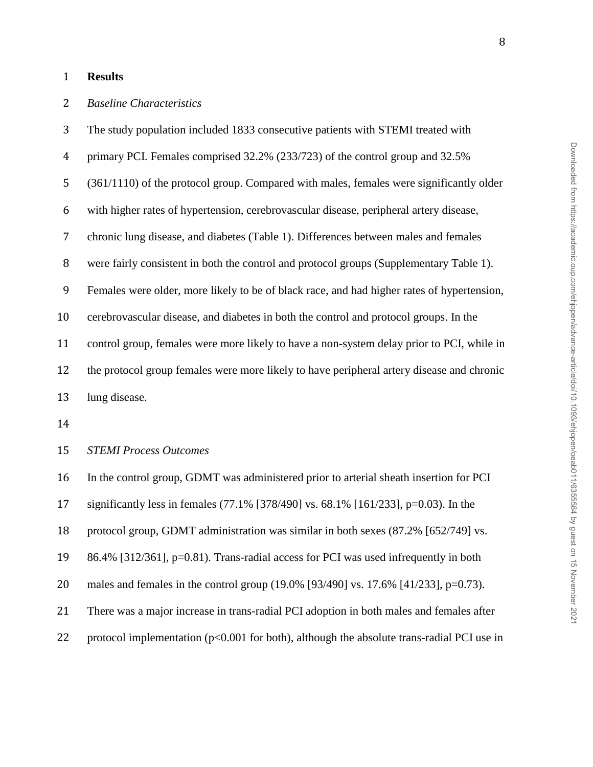## Results

### *Baseline Characteristics*

The study population included 1833 consecutive patients with STEMI treated with primary PCI. Females comprised 32.2% (233/723) of the control group and 32.5% (361/1110) of the protocol group. Compared with males, females were significantly older with higher rates of hypertension, cerebrovascular disease, peripheral artery disease, chronic lung disease, and diabetes (Table 1). Differences between males and females were fairly consistent in both the control and protocol groups (Supplementary Table 1). Females were older, more likely to be of black race, and had higher rates of hypertension, cerebrovascular disease, and diabetes in both the control and protocol groups. In the control group, females were more likely to have a non-system delay prior to PCI, while in the protocol group females were more likely to have peripheral artery disease and chronic lung disease.

### *STEMI Process Outcomes*

In the control group, GDMT was administered prior to arterial sheath insertion for PCI significantly less in females (77.1% [378/490] vs. 68.1% [161/233], p=0.03). In the protocol group, GDMT administration was similar in both sexes (87.2% [652/749] vs. 86.4% [312/361], p=0.81). Trans-radial access for PCI was used infrequently in both males and females in the control group (19.0% [93/490] vs. 17.6% [41/233], p=0.73). There was a major increase in trans-radial PCI adoption in both males and females after protocol implementation (p<0.001 for both), although the absolute trans-radial PCI use in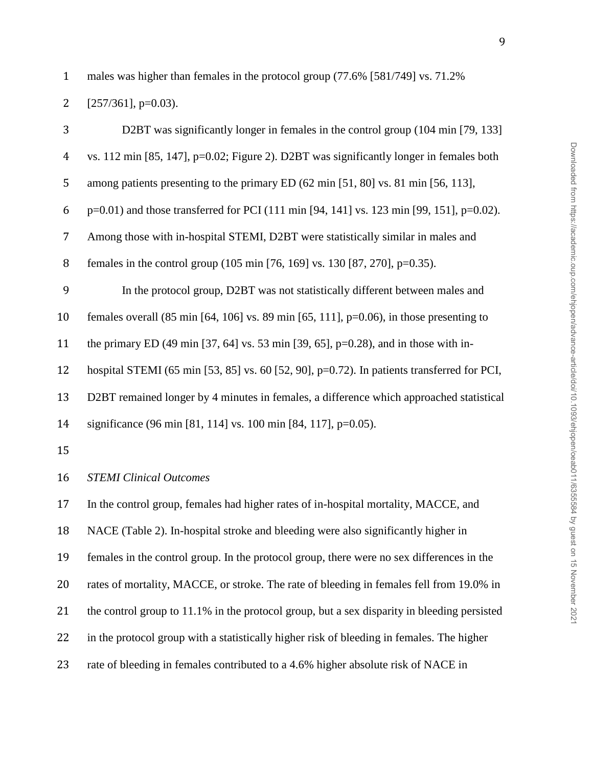males was higher than females in the protocol group (77.6% [581/749] vs. 71.2% [257/361], p=0.03).

D2BT was significantly longer in females in the control group (104 min [79, 133] vs. 112 min [85, 147], p=0.02; Figure 2). D2BT was significantly longer in females both among patients presenting to the primary ED (62 min [51, 80] vs. 81 min [56, 113], p=0.01) and those transferred for PCI (111 min [94, 141] vs. 123 min [99, 151], p=0.02). Among those with in-hospital STEMI, D2BT were statistically similar in males and females in the control group (105 min [76, 169] vs. 130 [87, 270], p=0.35).

In the protocol group, D2BT was not statistically different between males and females overall (85 min [64, 106] vs. 89 min [65, 111], p=0.06), in those presenting to the primary ED (49 min [37, 64] vs. 53 min [39, 65], p=0.28), and in those with in-hospital STEMI (65 min [53, 85] vs. 60 [52, 90], p=0.72). In patients transferred for PCI, D2BT remained longer by 4 minutes in females, a difference which approached statistical significance (96 min [81, 114] vs. 100 min [84, 117], p=0.05).

*STEMI Clinical Outcomes*

In the control group, females had higher rates of in-hospital mortality, MACCE, and NACE (Table 2). In-hospital stroke and bleeding were also significantly higher in females in the control group. In the protocol group, there were no sex differences in the rates of mortality, MACCE, or stroke. The rate of bleeding in females fell from 19.0% in the control group to 11.1% in the protocol group, but a sex disparity in bleeding persisted in the protocol group with a statistically higher risk of bleeding in females. The higher rate of bleeding in females contributed to a 4.6% higher absolute risk of NACE in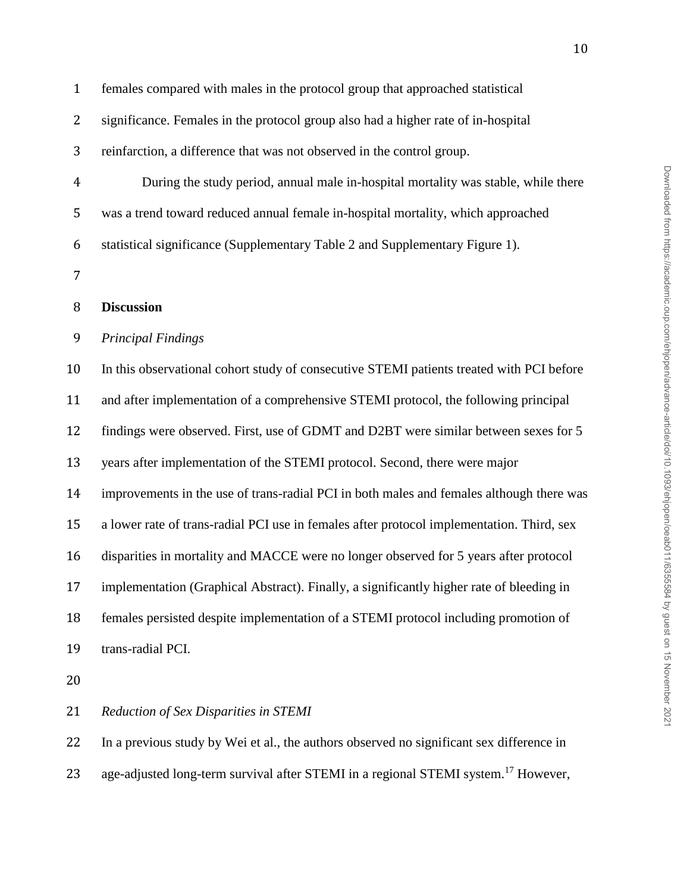females compared with males in the protocol group that approached statistical significance. Females in the protocol group also had a higher rate of in-hospital reinfarction, a difference that was not observed in the control group.

During the study period, annual male in-hospital mortality was stable, while there was a trend toward reduced annual female in-hospital mortality, which approached statistical significance (Supplementary Table 2 and Supplementary Figure 1).

## Discussion

### *Principal Findings*

In this observational cohort study of consecutive STEMI patients treated with PCI before and after implementation of a comprehensive STEMI protocol, the following principal findings were observed. First, use of GDMT and D2BT were similar between sexes for 5 years after implementation of the STEMI protocol. Second, there were major improvements in the use of trans-radial PCI in both males and females although there was a lower rate of trans-radial PCI use in females after protocol implementation. Third, sex disparities in mortality and MACCE were no longer observed for 5 years after protocol implementation (Graphical Abstract). Finally, a significantly higher rate of bleeding in females persisted despite implementation of a STEMI protocol including promotion of trans-radial PCI.

### *Reduction of Sex Disparities in STEMI*

In a previous study by Wei et al., the authors observed no significant sex difference in age-adjusted long-term survival after STEMI in a regional STEMI system.[17] However,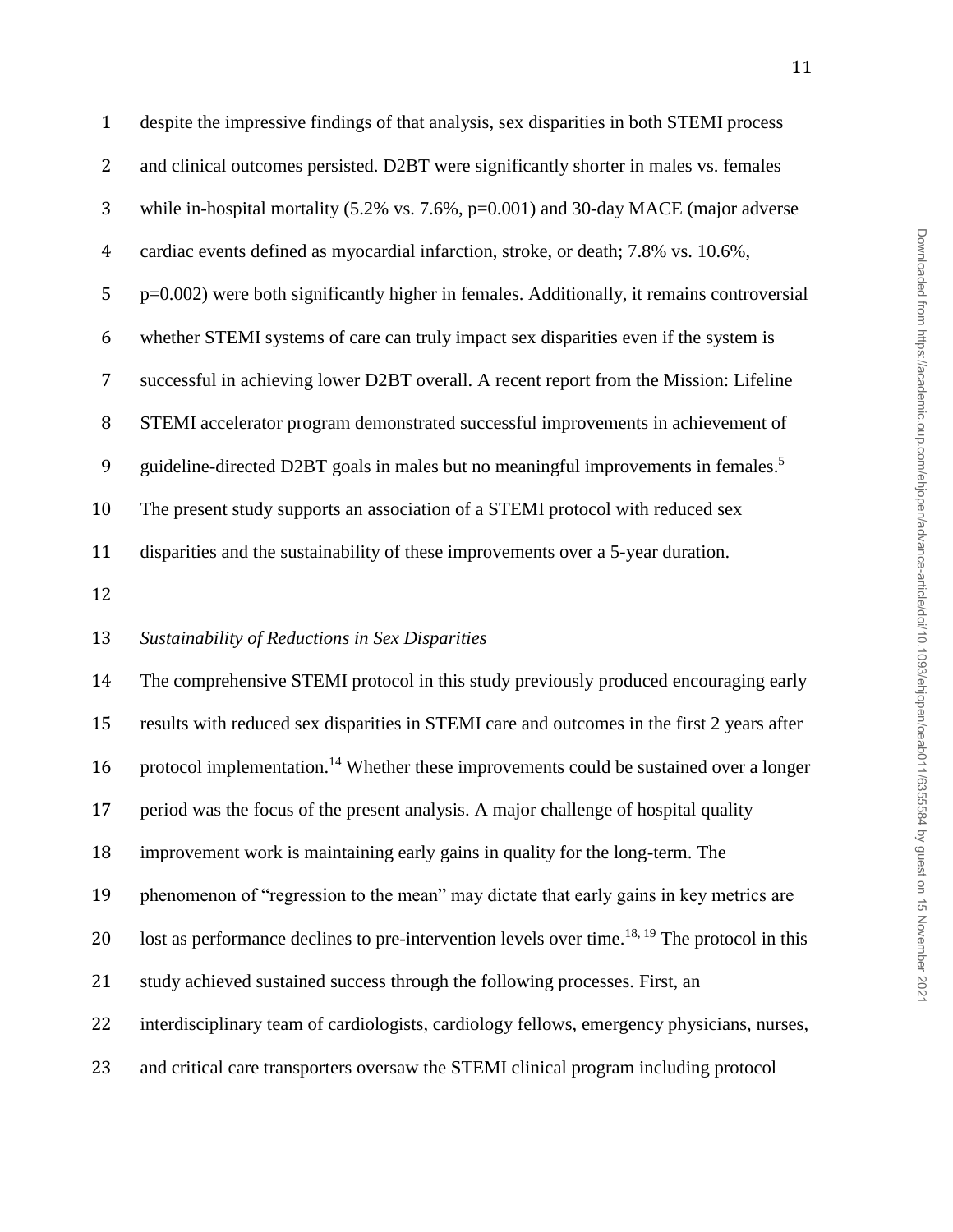despite the impressive findings of that analysis, sex disparities in both STEMI process and clinical outcomes persisted. D2BT were significantly shorter in males vs. females while in-hospital mortality (5.2% vs. 7.6%, p=0.001) and 30-day MACE (major adverse cardiac events defined as myocardial infarction, stroke, or death; 7.8% vs. 10.6%, p=0.002) were both significantly higher in females. Additionally, it remains controversial whether STEMI systems of care can truly impact sex disparities even if the system is successful in achieving lower D2BT overall. A recent report from the Mission: Lifeline STEMI accelerator program demonstrated successful improvements in achievement of guideline-directed D2BT goals in males but no meaningful improvements in females.[5] The present study supports an association of a STEMI protocol with reduced sex disparities and the sustainability of these improvements over a 5-year duration.

*Sustainability of Reductions in Sex Disparities*

The comprehensive STEMI protocol in this study previously produced encouraging early results with reduced sex disparities in STEMI care and outcomes in the first 2 years after protocol implementation.[14] Whether these improvements could be sustained over a longer period was the focus of the present analysis. A major challenge of hospital quality improvement work is maintaining early gains in quality for the long-term. The phenomenon of "regression to the mean" may dictate that early gains in key metrics are lost as performance declines to pre-intervention levels over time.[18, 19] The protocol in this study achieved sustained success through the following processes. First, an interdisciplinary team of cardiologists, cardiology fellows, emergency physicians, nurses, and critical care transporters oversaw the STEMI clinical program including protocol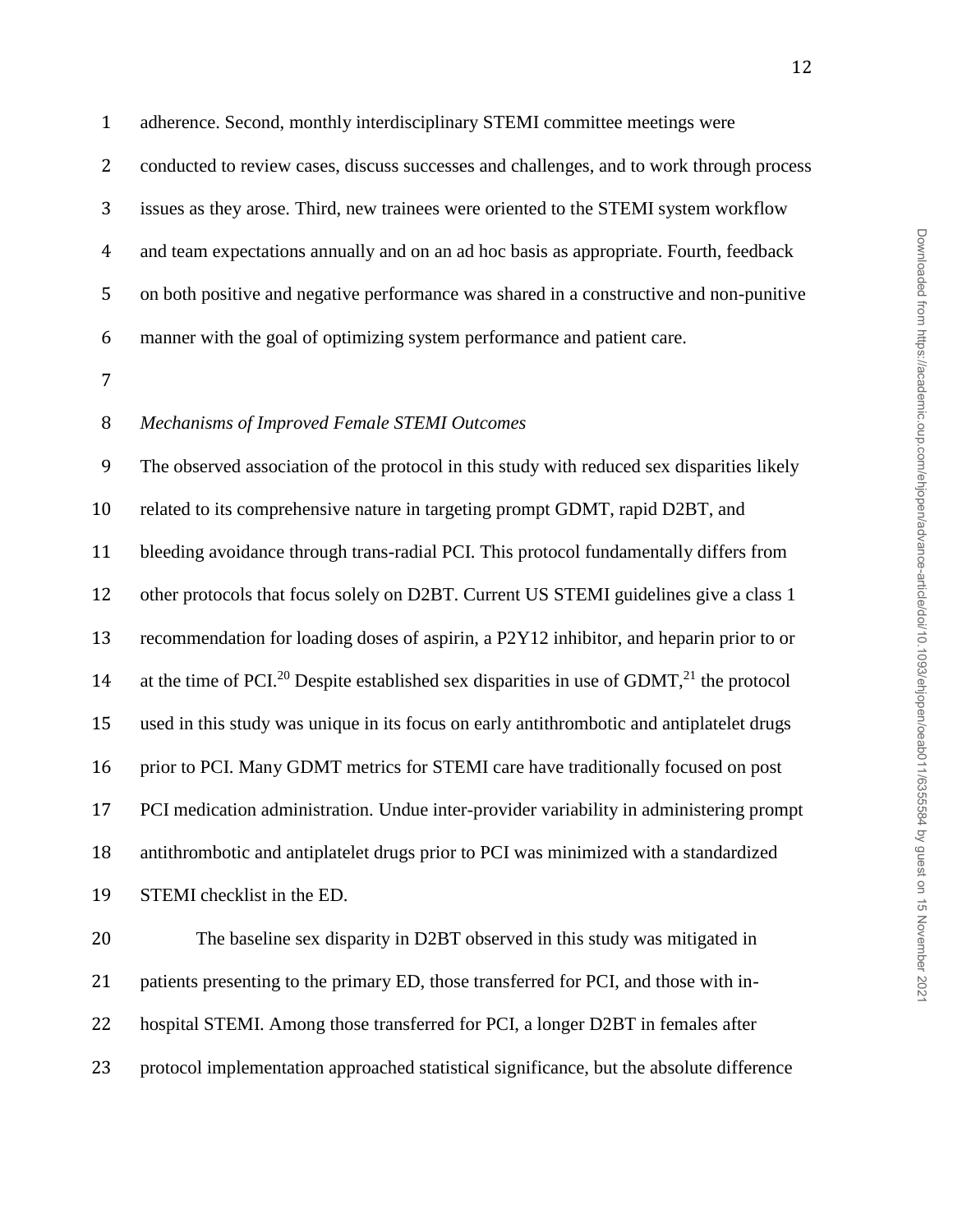adherence. Second, monthly interdisciplinary STEMI committee meetings were conducted to review cases, discuss successes and challenges, and to work through process issues as they arose. Third, new trainees were oriented to the STEMI system workflow and team expectations annually and on an ad hoc basis as appropriate. Fourth, feedback on both positive and negative performance was shared in a constructive and non-punitive manner with the goal of optimizing system performance and patient care.

*Mechanisms of Improved Female STEMI Outcomes*

The observed association of the protocol in this study with reduced sex disparities likely related to its comprehensive nature in targeting prompt GDMT, rapid D2BT, and bleeding avoidance through trans-radial PCI. This protocol fundamentally differs from other protocols that focus solely on D2BT. Current US STEMI guidelines give a class 1 recommendation for loading doses of aspirin, a P2Y12 inhibitor, and heparin prior to or at the time of PCI.[20] Despite established sex disparities in use of GDMT,[21] the protocol used in this study was unique in its focus on early antithrombotic and antiplatelet drugs prior to PCI. Many GDMT metrics for STEMI care have traditionally focused on post PCI medication administration. Undue inter-provider variability in administering prompt antithrombotic and antiplatelet drugs prior to PCI was minimized with a standardized STEMI checklist in the ED.

The baseline sex disparity in D2BT observed in this study was mitigated in patients presenting to the primary ED, those transferred for PCI, and those with in-hospital STEMI. Among those transferred for PCI, a longer D2BT in females after protocol implementation approached statistical significance, but the absolute difference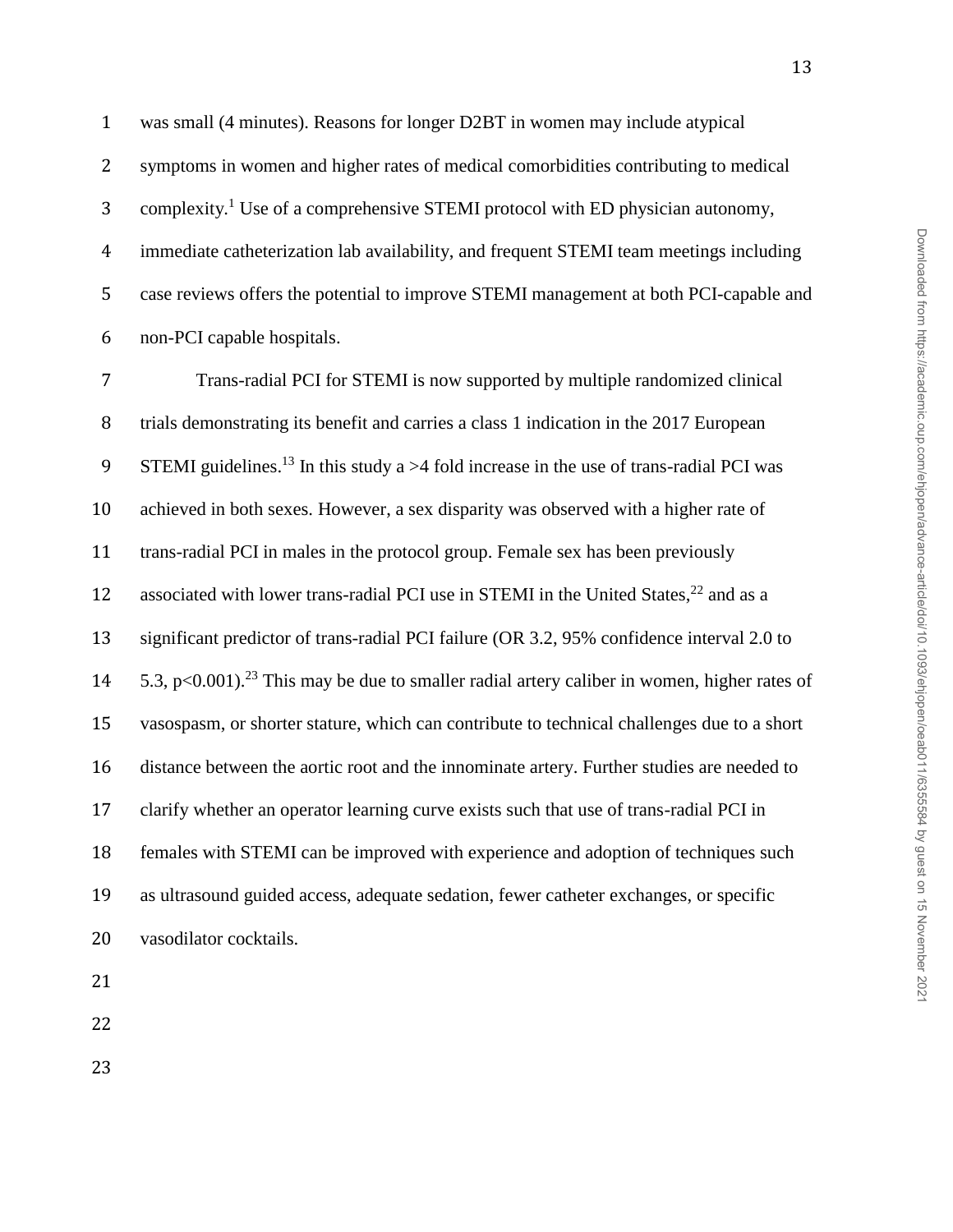was small (4 minutes). Reasons for longer D2BT in women may include atypical symptoms in women and higher rates of medical comorbidities contributing to medical complexity.[1] Use of a comprehensive STEMI protocol with ED physician autonomy, immediate catheterization lab availability, and frequent STEMI team meetings including case reviews offers the potential to improve STEMI management at both PCI-capable and non-PCI capable hospitals.

Trans-radial PCI for STEMI is now supported by multiple randomized clinical trials demonstrating its benefit and carries a class 1 indication in the 2017 European STEMI guidelines.[13] In this study a >4 fold increase in the use of trans-radial PCI was achieved in both sexes. However, a sex disparity was observed with a higher rate of trans-radial PCI in males in the protocol group. Female sex has been previously associated with lower trans-radial PCI use in STEMI in the United States,[22] and as a significant predictor of trans-radial PCI failure (OR 3.2, 95% confidence interval 2.0 to 5.3, $p<0.001$).[23] This may be due to smaller radial artery caliber in women, higher rates of vasospasm, or shorter stature, which can contribute to technical challenges due to a short distance between the aortic root and the innominate artery. Further studies are needed to clarify whether an operator learning curve exists such that use of trans-radial PCI in females with STEMI can be improved with experience and adoption of techniques such as ultrasound guided access, adequate sedation, fewer catheter exchanges, or specific vasodilator cocktails.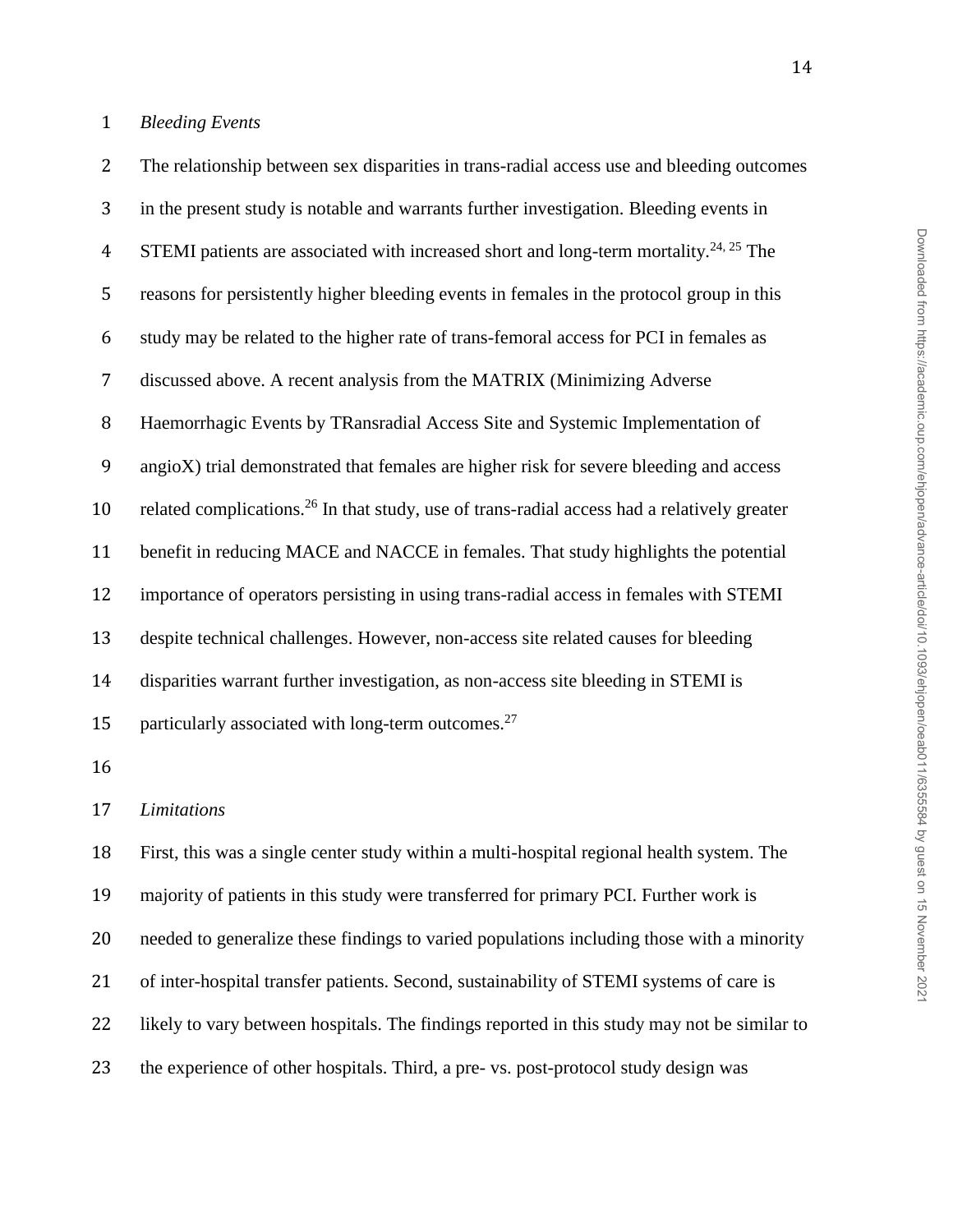*Bleeding Events*

The relationship between sex disparities in trans-radial access use and bleeding outcomes in the present study is notable and warrants further investigation. Bleeding events in STEMI patients are associated with increased short and long-term mortality.[24, 25] The reasons for persistently higher bleeding events in females in the protocol group in this study may be related to the higher rate of trans-femoral access for PCI in females as discussed above. A recent analysis from the MATRIX (Minimizing Adverse Haemorrhagic Events by TRansradial Access Site and Systemic Implementation of angioX) trial demonstrated that females are higher risk for severe bleeding and access related complications.[26] In that study, use of trans-radial access had a relatively greater benefit in reducing MACE and NACCE in females. That study highlights the potential importance of operators persisting in using trans-radial access in females with STEMI despite technical challenges. However, non-access site related causes for bleeding disparities warrant further investigation, as non-access site bleeding in STEMI is particularly associated with long-term outcomes.[27]

*Limitations*

First, this was a single center study within a multi-hospital regional health system. The majority of patients in this study were transferred for primary PCI. Further work is needed to generalize these findings to varied populations including those with a minority of inter-hospital transfer patients. Second, sustainability of STEMI systems of care is likely to vary between hospitals. The findings reported in this study may not be similar to the experience of other hospitals. Third, a pre- vs. post-protocol study design was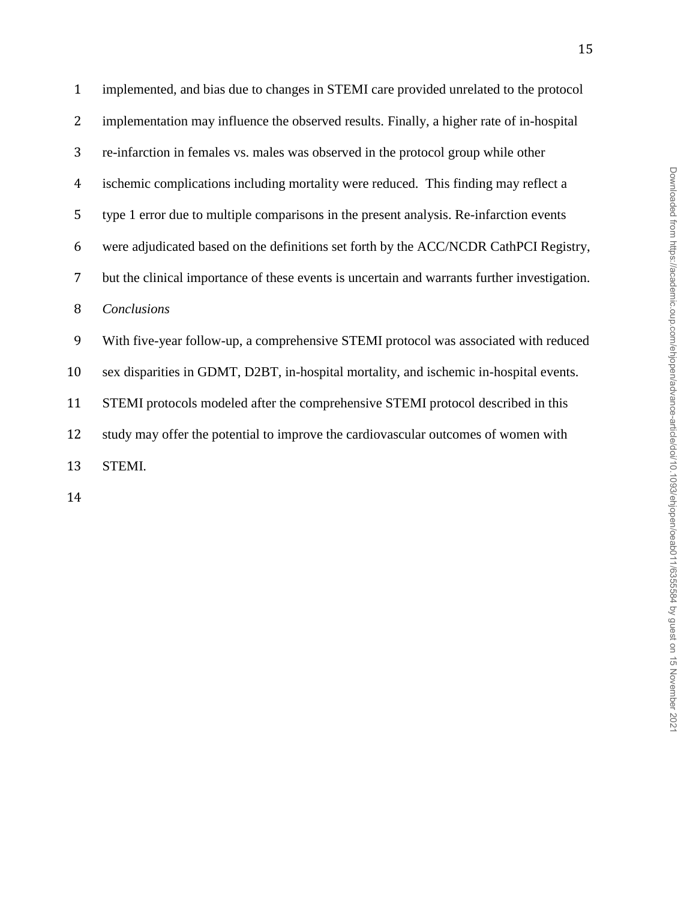implemented, and bias due to changes in STEMI care provided unrelated to the protocol implementation may influence the observed results. Finally, a higher rate of in-hospital re-infarction in females vs. males was observed in the protocol group while other ischemic complications including mortality were reduced. This finding may reflect a type 1 error due to multiple comparisons in the present analysis. Re-infarction events were adjudicated based on the definitions set forth by the ACC/NCDR CathPCI Registry, but the clinical importance of these events is uncertain and warrants further investigation.

*Conclusions*

With five-year follow-up, a comprehensive STEMI protocol was associated with reduced sex disparities in GDMT, D2BT, in-hospital mortality, and ischemic in-hospital events. STEMI protocols modeled after the comprehensive STEMI protocol described in this study may offer the potential to improve the cardiovascular outcomes of women with STEMI.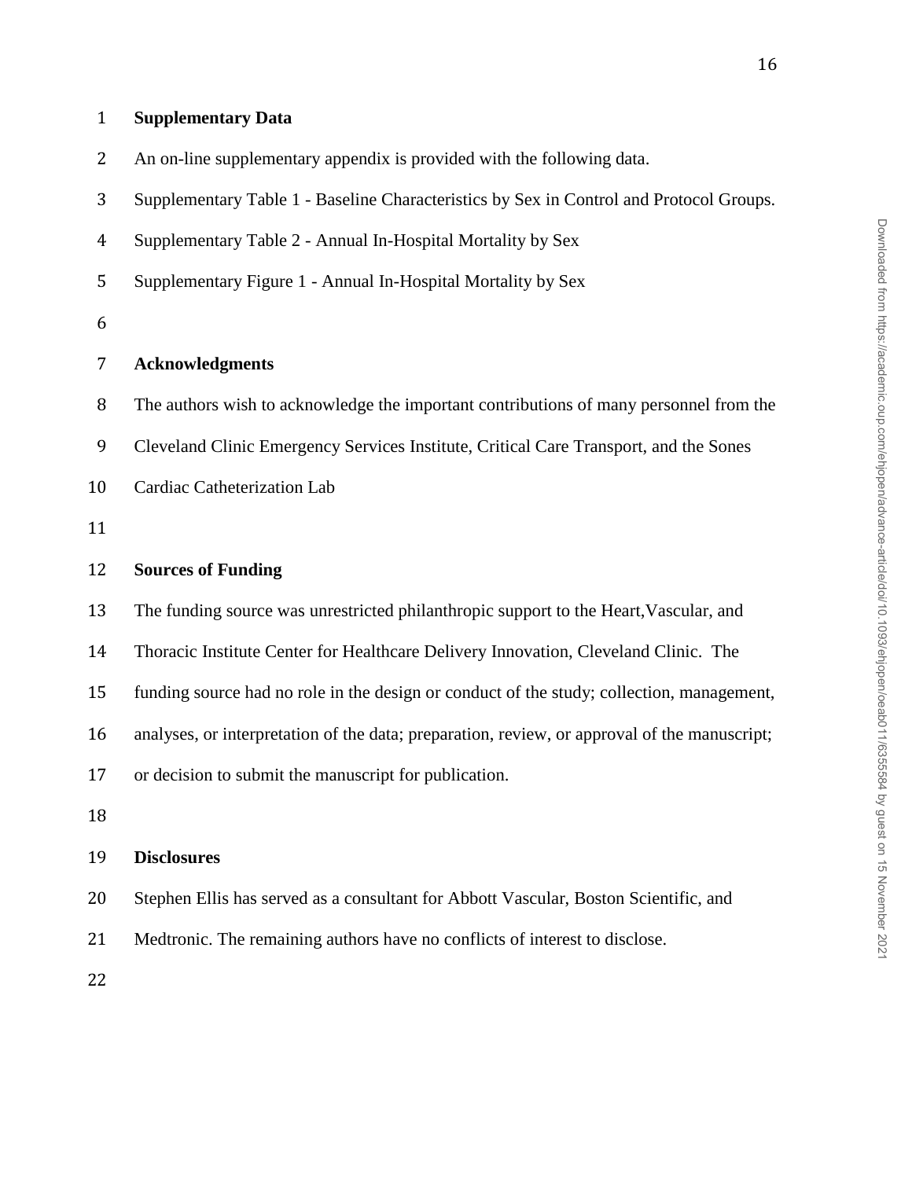**Supplementary Data**

An on-line supplementary appendix is provided with the following data.

Supplementary Table 1 - Baseline Characteristics by Sex in Control and Protocol Groups.

Supplementary Table 2 - Annual In-Hospital Mortality by Sex

Supplementary Figure 1 - Annual In-Hospital Mortality by Sex

**Acknowledgments**

The authors wish to acknowledge the important contributions of many personnel from the Cleveland Clinic Emergency Services Institute, Critical Care Transport, and the Sones Cardiac Catheterization Lab

**Sources of Funding**

The funding source was unrestricted philanthropic support to the Heart,Vascular, and Thoracic Institute Center for Healthcare Delivery Innovation, Cleveland Clinic. The funding source had no role in the design or conduct of the study; collection, management, analyses, or interpretation of the data; preparation, review, or approval of the manuscript; or decision to submit the manuscript for publication.

**Disclosures**

Stephen Ellis has served as a consultant for Abbott Vascular, Boston Scientific, and Medtronic. The remaining authors have no conflicts of interest to disclose.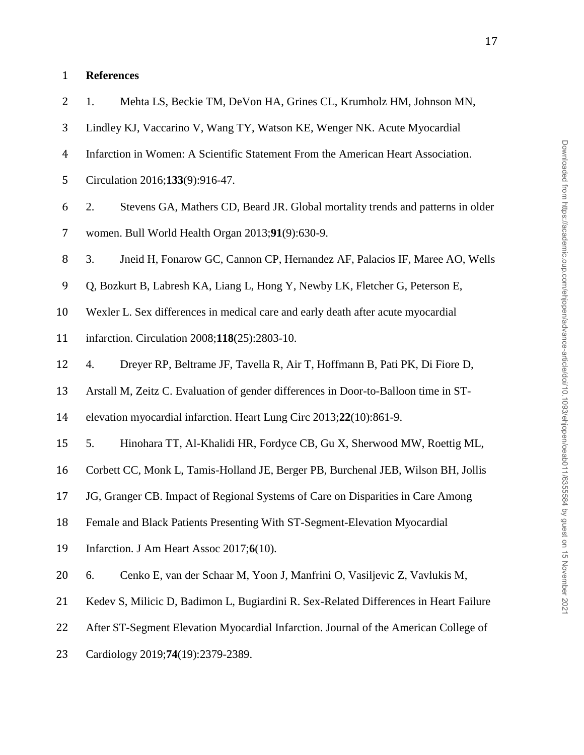# References

1. Mehta LS, Beckie TM, DeVon HA, Grines CL, Krumholz HM, Johnson MN, Lindley KJ, Vaccarino V, Wang TY, Watson KE, Wenger NK. Acute Myocardial Infarction in Women: A Scientific Statement From the American Heart Association. Circulation 2016;**133**(9):916-47.

2. Stevens GA, Mathers CD, Beard JR. Global mortality trends and patterns in older women. Bull World Health Organ 2013;**91**(9):630-9.

3. Jneid H, Fonarow GC, Cannon CP, Hernandez AF, Palacios IF, Maree AO, Wells Q, Bozkurt B, Labresh KA, Liang L, Hong Y, Newby LK, Fletcher G, Peterson E, Wexler L. Sex differences in medical care and early death after acute myocardial infarction. Circulation 2008;**118**(25):2803-10.

4. Dreyer RP, Beltrame JF, Tavella R, Air T, Hoffmann B, Pati PK, Di Fiore D, Arstall M, Zeitz C. Evaluation of gender differences in Door-to-Balloon time in ST-elevation myocardial infarction. Heart Lung Circ 2013;**22**(10):861-9.

5. Hinohara TT, Al-Khalidi HR, Fordyce CB, Gu X, Sherwood MW, Roettig ML, Corbett CC, Monk L, Tamis-Holland JE, Berger PB, Burchenal JEB, Wilson BH, Jollis JG, Granger CB. Impact of Regional Systems of Care on Disparities in Care Among Female and Black Patients Presenting With ST-Segment-Elevation Myocardial Infarction. J Am Heart Assoc 2017;**6**(10).

6. Cenko E, van der Schaar M, Yoon J, Manfrini O, Vasiljevic Z, Vavlukis M, Kedev S, Milicic D, Badimon L, Bugiardini R. Sex-Related Differences in Heart Failure After ST-Segment Elevation Myocardial Infarction. Journal of the American College of Cardiology 2019;**74**(19):2379-2389.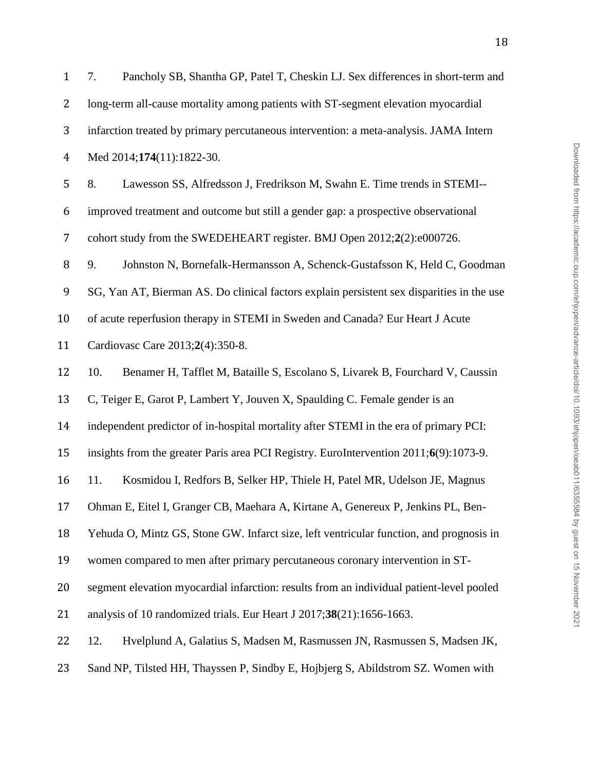7. Pancholy SB, Shantha GP, Patel T, Cheskin LJ. Sex differences in short-term and long-term all-cause mortality among patients with ST-segment elevation myocardial infarction treated by primary percutaneous intervention: a meta-analysis. JAMA Intern Med 2014;**174**(11):1822-30.

8. Lawesson SS, Alfredsson J, Fredrikson M, Swahn E. Time trends in STEMI--improved treatment and outcome but still a gender gap: a prospective observational cohort study from the SWEDEHEART register. BMJ Open 2012;**2**(2):e000726.

9. Johnston N, Bornefalk-Hermansson A, Schenck-Gustafsson K, Held C, Goodman SG, Yan AT, Bierman AS. Do clinical factors explain persistent sex disparities in the use of acute reperfusion therapy in STEMI in Sweden and Canada? Eur Heart J Acute Cardiovasc Care 2013;**2**(4):350-8.

10. Benamer H, Tafflet M, Bataille S, Escolano S, Livarek B, Fourchard V, Caussin C, Teiger E, Garot P, Lambert Y, Jouven X, Spaulding C. Female gender is an independent predictor of in-hospital mortality after STEMI in the era of primary PCI: insights from the greater Paris area PCI Registry. EuroIntervention 2011;**6**(9):1073-9.

11. Kosmidou I, Redfors B, Selker HP, Thiele H, Patel MR, Udelson JE, Magnus Ohman E, Eitel I, Granger CB, Maehara A, Kirtane A, Genereux P, Jenkins PL, Ben-Yehuda O, Mintz GS, Stone GW. Infarct size, left ventricular function, and prognosis in women compared to men after primary percutaneous coronary intervention in ST-segment elevation myocardial infarction: results from an individual patient-level pooled analysis of 10 randomized trials. Eur Heart J 2017;**38**(21):1656-1663.

12. Hvelplund A, Galatius S, Madsen M, Rasmussen JN, Rasmussen S, Madsen JK, Sand NP, Tilsted HH, Thayssen P, Sindby E, Hojbjerg S, Abildstrom SZ. Women with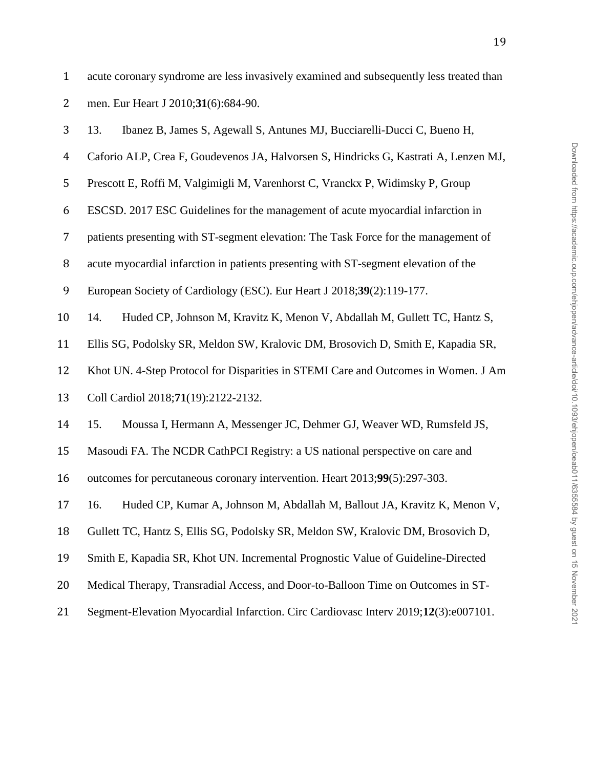acute coronary syndrome are less invasively examined and subsequently less treated than men. Eur Heart J 2010;**31**(6):684-90.

13. Ibanez B, James S, Agewall S, Antunes MJ, Bucciarelli-Ducci C, Bueno H, Caforio ALP, Crea F, Goudevenos JA, Halvorsen S, Hindricks G, Kastrati A, Lenzen MJ, Prescott E, Roffi M, Valgimigli M, Varenhorst C, Vranckx P, Widimsky P, Group ESCSD. 2017 ESC Guidelines for the management of acute myocardial infarction in patients presenting with ST-segment elevation: The Task Force for the management of acute myocardial infarction in patients presenting with ST-segment elevation of the European Society of Cardiology (ESC). Eur Heart J 2018;**39**(2):119-177.

14. Huded CP, Johnson M, Kravitz K, Menon V, Abdallah M, Gullett TC, Hantz S, Ellis SG, Podolsky SR, Meldon SW, Kralovic DM, Brosovich D, Smith E, Kapadia SR, Khot UN. 4-Step Protocol for Disparities in STEMI Care and Outcomes in Women. J Am Coll Cardiol 2018;**71**(19):2122-2132.

15. Moussa I, Hermann A, Messenger JC, Dehmer GJ, Weaver WD, Rumsfeld JS, Masoudi FA. The NCDR CathPCI Registry: a US national perspective on care and outcomes for percutaneous coronary intervention. Heart 2013;**99**(5):297-303.

16. Huded CP, Kumar A, Johnson M, Abdallah M, Ballout JA, Kravitz K, Menon V, Gullett TC, Hantz S, Ellis SG, Podolsky SR, Meldon SW, Kralovic DM, Brosovich D, Smith E, Kapadia SR, Khot UN. Incremental Prognostic Value of Guideline-Directed Medical Therapy, Transradial Access, and Door-to-Balloon Time on Outcomes in ST-Segment-Elevation Myocardial Infarction. Circ Cardiovasc Interv 2019;**12**(3):e007101.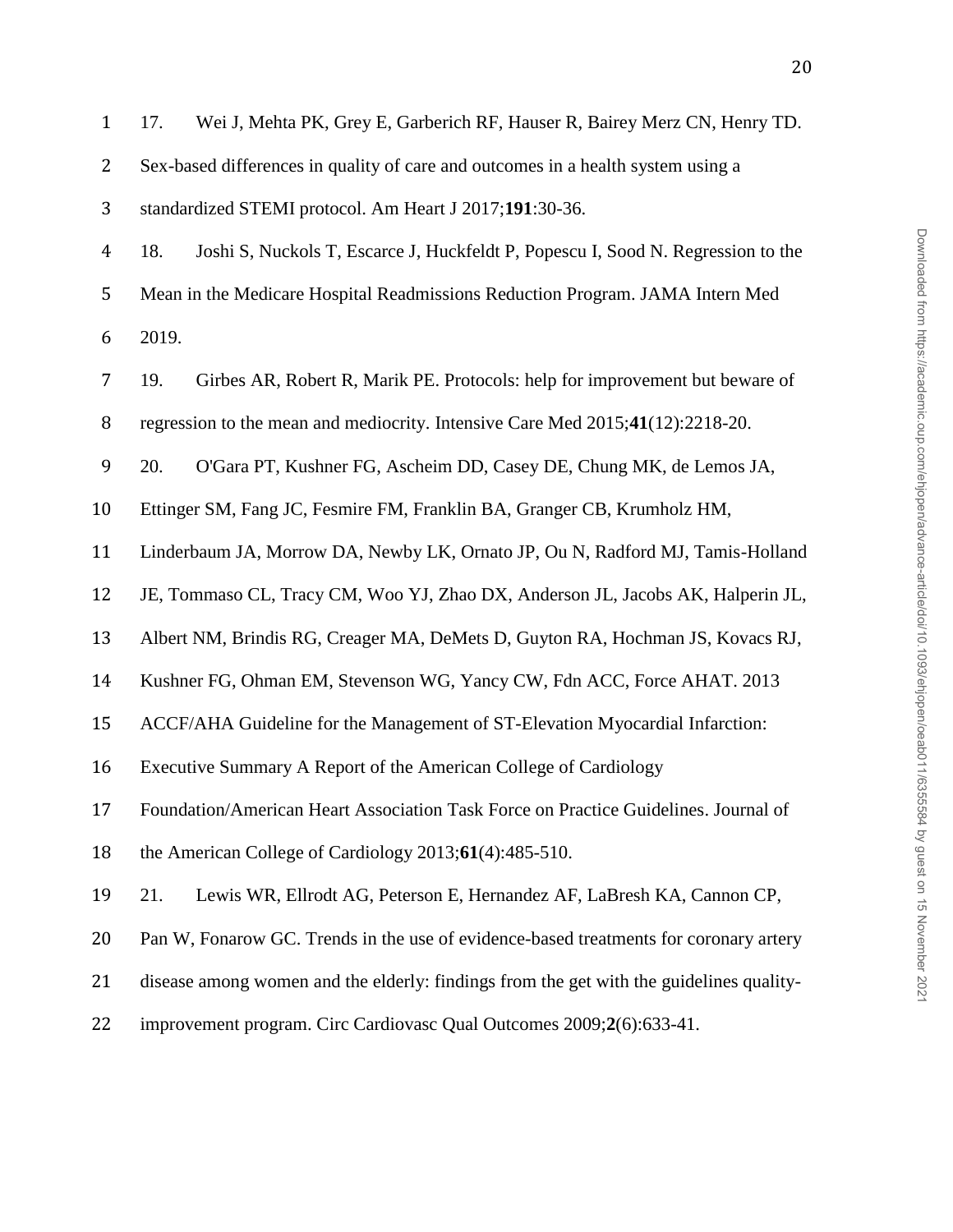17. Wei J, Mehta PK, Grey E, Garberich RF, Hauser R, Bairey Merz CN, Henry TD. Sex-based differences in quality of care and outcomes in a health system using a standardized STEMI protocol. Am Heart J 2017;**191**:30-36.

18. Joshi S, Nuckols T, Escarce J, Huckfeldt P, Popescu I, Sood N. Regression to the Mean in the Medicare Hospital Readmissions Reduction Program. JAMA Intern Med 2019.

19. Girbes AR, Robert R, Marik PE. Protocols: help for improvement but beware of regression to the mean and mediocrity. Intensive Care Med 2015;**41**(12):2218-20.

20. O'Gara PT, Kushner FG, Ascheim DD, Casey DE, Chung MK, de Lemos JA, Ettinger SM, Fang JC, Fesmire FM, Franklin BA, Granger CB, Krumholz HM, Linderbaum JA, Morrow DA, Newby LK, Ornato JP, Ou N, Radford MJ, Tamis-Holland JE, Tommaso CL, Tracy CM, Woo YJ, Zhao DX, Anderson JL, Jacobs AK, Halperin JL, Albert NM, Brindis RG, Creager MA, DeMets D, Guyton RA, Hochman JS, Kovacs RJ, Kushner FG, Ohman EM, Stevenson WG, Yancy CW, Fdn ACC, Force AHAT. 2013 ACCF/AHA Guideline for the Management of ST-Elevation Myocardial Infarction: Executive Summary A Report of the American College of Cardiology Foundation/American Heart Association Task Force on Practice Guidelines. Journal of the American College of Cardiology 2013;**61**(4):485-510.

21. Lewis WR, Ellrodt AG, Peterson E, Hernandez AF, LaBresh KA, Cannon CP, Pan W, Fonarow GC. Trends in the use of evidence-based treatments for coronary artery disease among women and the elderly: findings from the get with the guidelines quality-improvement program. Circ Cardiovasc Qual Outcomes 2009;**2**(6):633-41.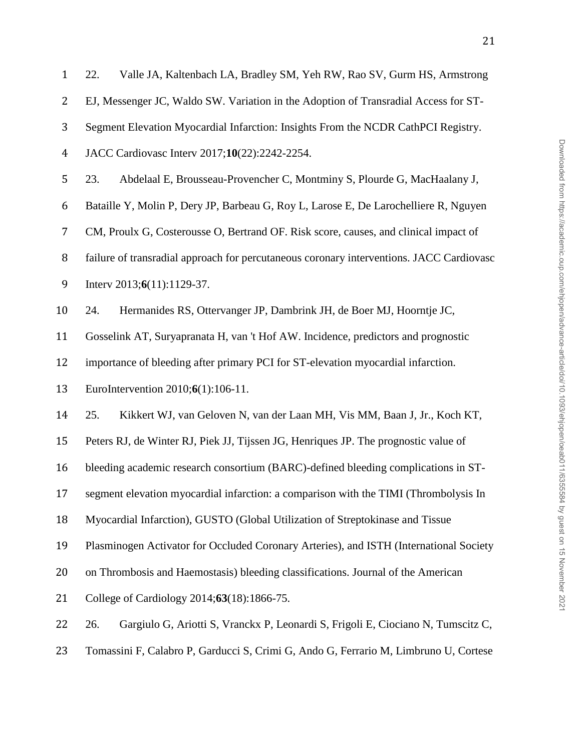22. Valle JA, Kaltenbach LA, Bradley SM, Yeh RW, Rao SV, Gurm HS, Armstrong EJ, Messenger JC, Waldo SW. Variation in the Adoption of Transradial Access for ST-Segment Elevation Myocardial Infarction: Insights From the NCDR CathPCI Registry. JACC Cardiovasc Interv 2017;**10**(22):2242-2254.

23. Abdelaal E, Brousseau-Provencher C, Montminy S, Plourde G, MacHaalany J, Bataille Y, Molin P, Dery JP, Barbeau G, Roy L, Larose E, De Larochelliere R, Nguyen CM, Proulx G, Costerousse O, Bertrand OF. Risk score, causes, and clinical impact of failure of transradial approach for percutaneous coronary interventions. JACC Cardiovasc Interv 2013;**6**(11):1129-37.

24. Hermanides RS, Ottervanger JP, Dambrink JH, de Boer MJ, Hoorntje JC, Gosselink AT, Suryapranata H, van 't Hof AW. Incidence, predictors and prognostic importance of bleeding after primary PCI for ST-elevation myocardial infarction. EuroIntervention 2010;**6**(1):106-11.

25. Kikkert WJ, van Geloven N, van der Laan MH, Vis MM, Baan J, Jr., Koch KT, Peters RJ, de Winter RJ, Piek JJ, Tijssen JG, Henriques JP. The prognostic value of bleeding academic research consortium (BARC)-defined bleeding complications in ST-segment elevation myocardial infarction: a comparison with the TIMI (Thrombolysis In Myocardial Infarction), GUSTO (Global Utilization of Streptokinase and Tissue Plasminogen Activator for Occluded Coronary Arteries), and ISTH (International Society on Thrombosis and Haemostasis) bleeding classifications. Journal of the American College of Cardiology 2014;**63**(18):1866-75.

26. Gargiulo G, Ariotti S, Vranckx P, Leonardi S, Frigoli E, Ciociano N, Tumscitz C, Tomassini F, Calabro P, Garducci S, Crimi G, Ando G, Ferrario M, Limbruno U, Cortese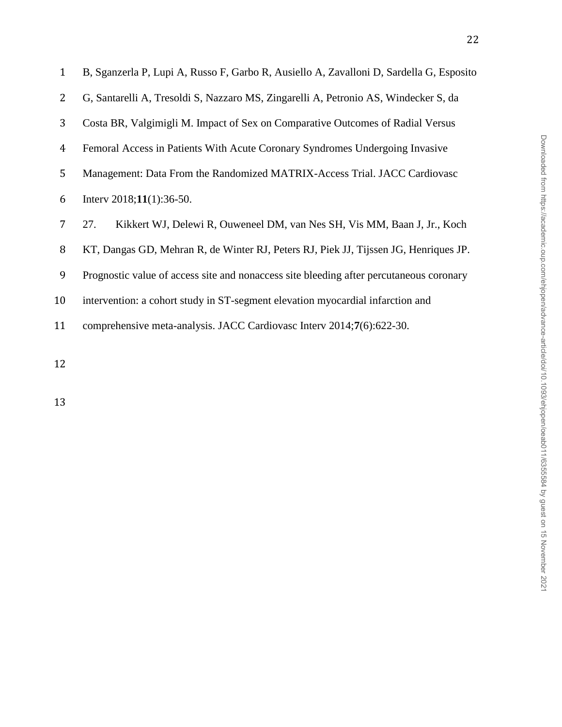B, Sganzerla P, Lupi A, Russo F, Garbo R, Ausiello A, Zavalloni D, Sardella G, Esposito G, Santarelli A, Tresoldi S, Nazzaro MS, Zingarelli A, Petronio AS, Windecker S, da Costa BR, Valgimigli M. Impact of Sex on Comparative Outcomes of Radial Versus Femoral Access in Patients With Acute Coronary Syndromes Undergoing Invasive Management: Data From the Randomized MATRIX-Access Trial. JACC Cardiovasc Interv 2018;**11**(1):36-50.

27. Kikkert WJ, Delewi R, Ouweneel DM, van Nes SH, Vis MM, Baan J, Jr., Koch KT, Dangas GD, Mehran R, de Winter RJ, Peters RJ, Piek JJ, Tijssen JG, Henriques JP. Prognostic value of access site and nonaccess site bleeding after percutaneous coronary intervention: a cohort study in ST-segment elevation myocardial infarction and comprehensive meta-analysis. JACC Cardiovasc Interv 2014;**7**(6):622-30.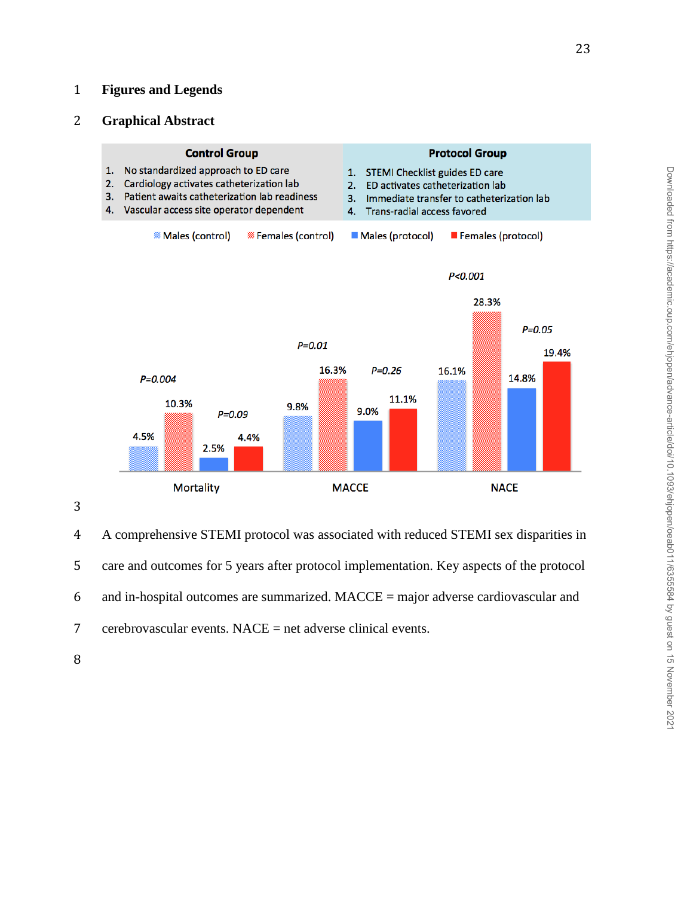# Figures and Legends

## Graphical Abstract

| Control Group | Protocol Group |
|---|---|
| 1. No standardized approach to ED care | 1. STEMI Checklist guides ED care |
| 2. Cardiology activates catheterization lab | 2. ED activates catheterization lab |
| 3. Patient awaits catheterization lab readiness | 3. Immediate transfer to catheterization lab |
| 4. Vascular access site operator dependent | 4. Trans-radial access favored |

| Outcome | Males (control) | Females (control) | P (control) | Males (protocol) | Females (protocol) | P (protocol) |
|---|---|---|---|---|---|---|
| Mortality | 4.5% | 10.3% | P=0.004 | 2.5% | 4.4% | P=0.09 |
| MACCE | 9.8% | 16.3% | P=0.01 | 9.0% | 11.1% | P=0.26 |
| NACE | 16.1% | 28.3% | P<0.001 | 14.8% | 19.4% | P=0.05 |

A comprehensive STEMI protocol was associated with reduced STEMI sex disparities in care and outcomes for 5 years after protocol implementation. Key aspects of the protocol and in-hospital outcomes are summarized. MACCE = major adverse cardiovascular and cerebrovascular events. NACE = net adverse clinical events.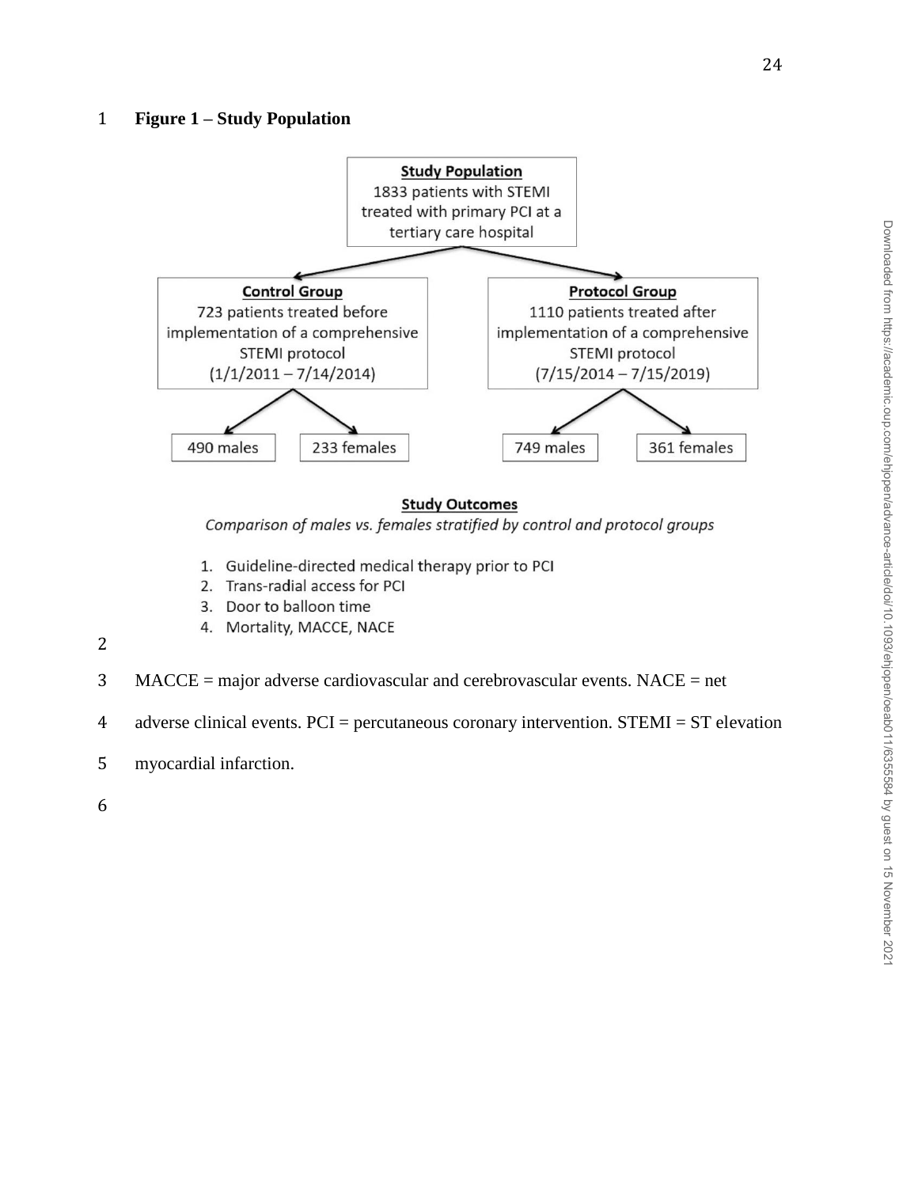**Figure 1 – Study Population**

**Study Population**
1833 patients with STEMI treated with primary PCI at a tertiary care hospital

**Control Group**
723 patients treated before implementation of a comprehensive STEMI protocol
(1/1/2011 – 7/14/2014)

- 490 males
- 233 females

**Protocol Group**
1110 patients treated after implementation of a comprehensive STEMI protocol
(7/15/2014 – 7/15/2019)

- 749 males
- 361 females

**Study Outcomes**

*Comparison of males vs. females stratified by control and protocol groups*

1. Guideline-directed medical therapy prior to PCI
2. Trans-radial access for PCI
3. Door to balloon time
4. Mortality, MACCE, NACE

MACCE = major adverse cardiovascular and cerebrovascular events. NACE = net adverse clinical events. PCI = percutaneous coronary intervention. STEMI = ST elevation myocardial infarction.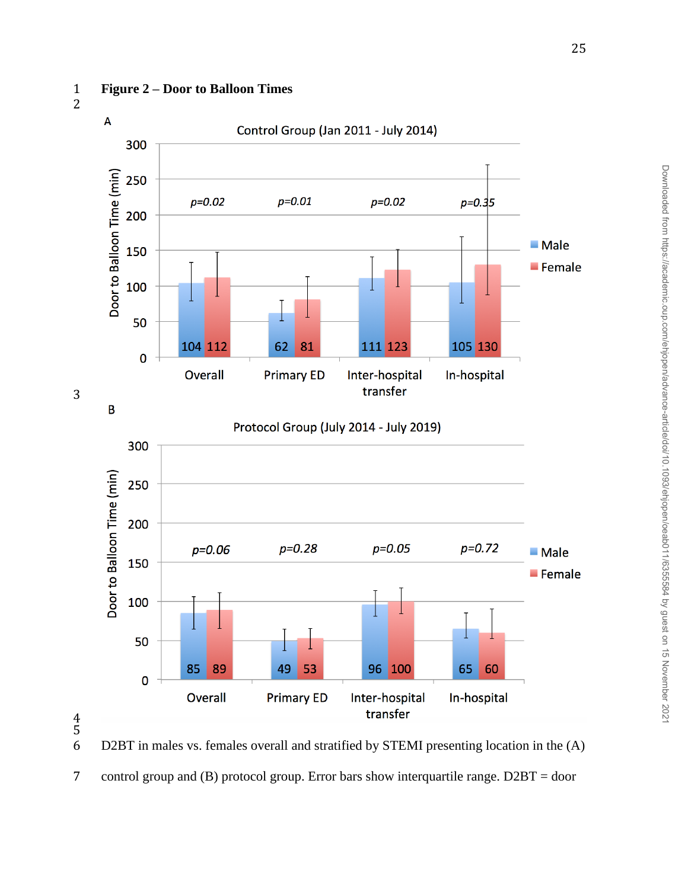**Figure 2 – Door to Balloon Times**

A

Control Group (Jan 2011 - July 2014)

| | Male | Female | p |
|---|---|---|---|
| Overall | 104 | 112 | p=0.02 |
| Primary ED | 62 | 81 | p=0.01 |
| Inter-hospital transfer | 111 | 123 | p=0.02 |
| In-hospital | 105 | 130 | p=0.35 |

B

Protocol Group (July 2014 - July 2019)

| | Male | Female | p |
|---|---|---|---|
| Overall | 85 | 89 | p=0.06 |
| Primary ED | 49 | 53 | p=0.28 |
| Inter-hospital transfer | 96 | 100 | p=0.05 |
| In-hospital | 65 | 60 | p=0.72 |

D2BT in males vs. females overall and stratified by STEMI presenting location in the (A) control group and (B) protocol group. Error bars show interquartile range. D2BT = door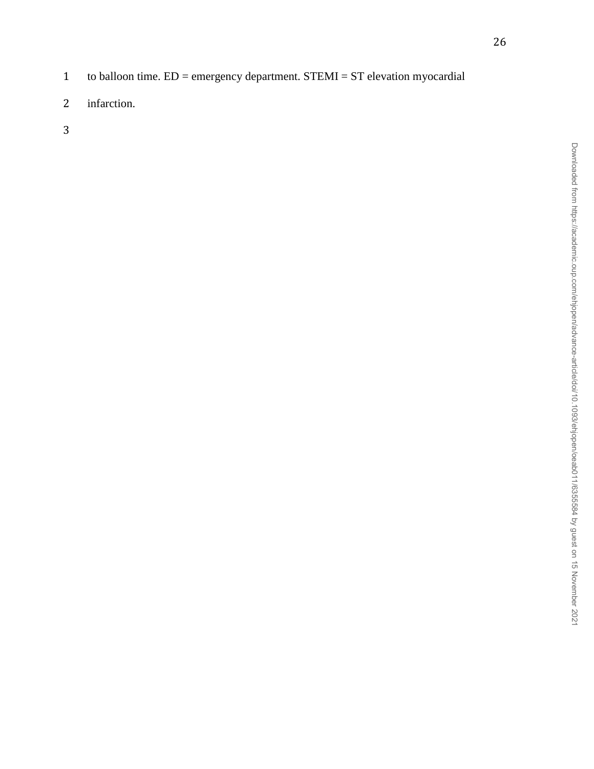to balloon time. ED = emergency department. STEMI = ST elevation myocardial infarction.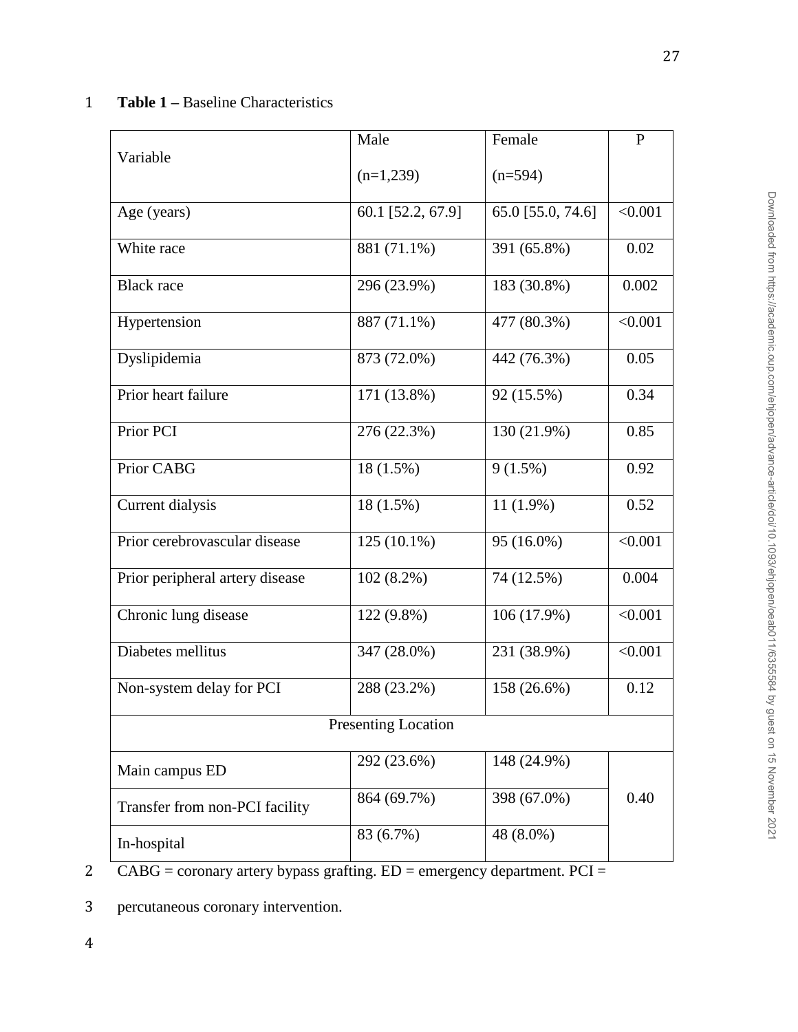**Table 1 –** Baseline Characteristics

| Variable | Male (n=1,239) | Female (n=594) | P |
|---|---|---|---|
| Age (years) | 60.1 [52.2, 67.9] | 65.0 [55.0, 74.6] | <0.001 |
| White race | 881 (71.1%) | 391 (65.8%) | 0.02 |
| Black race | 296 (23.9%) | 183 (30.8%) | 0.002 |
| Hypertension | 887 (71.1%) | 477 (80.3%) | <0.001 |
| Dyslipidemia | 873 (72.0%) | 442 (76.3%) | 0.05 |
| Prior heart failure | 171 (13.8%) | 92 (15.5%) | 0.34 |
| Prior PCI | 276 (22.3%) | 130 (21.9%) | 0.85 |
| Prior CABG | 18 (1.5%) | 9 (1.5%) | 0.92 |
| Current dialysis | 18 (1.5%) | 11 (1.9%) | 0.52 |
| Prior cerebrovascular disease | 125 (10.1%) | 95 (16.0%) | <0.001 |
| Prior peripheral artery disease | 102 (8.2%) | 74 (12.5%) | 0.004 |
| Chronic lung disease | 122 (9.8%) | 106 (17.9%) | <0.001 |
| Diabetes mellitus | 347 (28.0%) | 231 (38.9%) | <0.001 |
| Non-system delay for PCI | 288 (23.2%) | 158 (26.6%) | 0.12 |
| Presenting Location | | | |
| Main campus ED | 292 (23.6%) | 148 (24.9%) | 0.40 |
| Transfer from non-PCI facility | 864 (69.7%) | 398 (67.0%) | |
| In-hospital | 83 (6.7%) | 48 (8.0%) | |

CABG = coronary artery bypass grafting. ED = emergency department. PCI = percutaneous coronary intervention.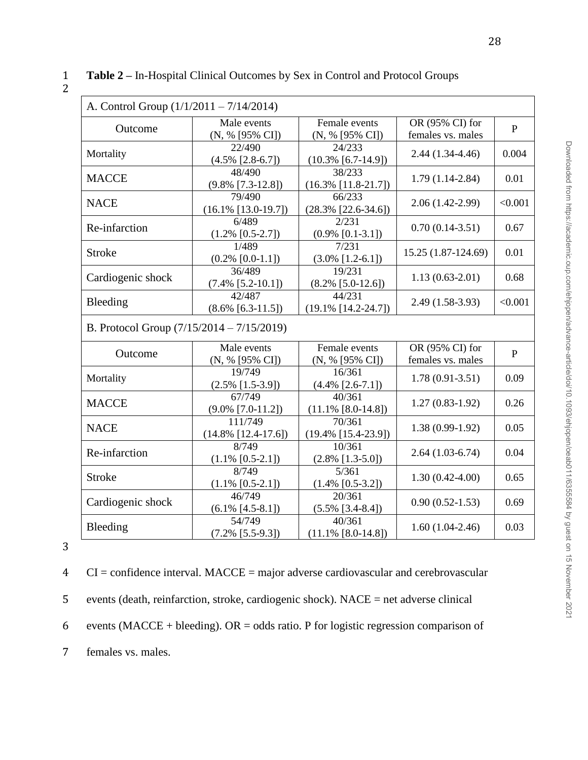**Table 2 –** In-Hospital Clinical Outcomes by Sex in Control and Protocol Groups

| A. Control Group (1/1/2011 – 7/14/2014) | | | | |
|---|---|---|---|---|
| Outcome | Male events (N, % [95% CI]) | Female events (N, % [95% CI]) | OR (95% CI) for females vs. males | P |
| Mortality | 22/490 (4.5% [2.8-6.7]) | 24/233 (10.3% [6.7-14.9]) | 2.44 (1.34-4.46) | 0.004 |
| MACCE | 48/490 (9.8% [7.3-12.8]) | 38/233 (16.3% [11.8-21.7]) | 1.79 (1.14-2.84) | 0.01 |
| NACE | 79/490 (16.1% [13.0-19.7]) | 66/233 (28.3% [22.6-34.6]) | 2.06 (1.42-2.99) | <0.001 |
| Re-infarction | 6/489 (1.2% [0.5-2.7]) | 2/231 (0.9% [0.1-3.1]) | 0.70 (0.14-3.51) | 0.67 |
| Stroke | 1/489 (0.2% [0.0-1.1]) | 7/231 (3.0% [1.2-6.1]) | 15.25 (1.87-124.69) | 0.01 |
| Cardiogenic shock | 36/489 (7.4% [5.2-10.1]) | 19/231 (8.2% [5.0-12.6]) | 1.13 (0.63-2.01) | 0.68 |
| Bleeding | 42/487 (8.6% [6.3-11.5]) | 44/231 (19.1% [14.2-24.7]) | 2.49 (1.58-3.93) | <0.001 |
| B. Protocol Group (7/15/2014 – 7/15/2019) | | | | |
| Outcome | Male events (N, % [95% CI]) | Female events (N, % [95% CI]) | OR (95% CI) for females vs. males | P |
| Mortality | 19/749 (2.5% [1.5-3.9]) | 16/361 (4.4% [2.6-7.1]) | 1.78 (0.91-3.51) | 0.09 |
| MACCE | 67/749 (9.0% [7.0-11.2]) | 40/361 (11.1% [8.0-14.8]) | 1.27 (0.83-1.92) | 0.26 |
| NACE | 111/749 (14.8% [12.4-17.6]) | 70/361 (19.4% [15.4-23.9]) | 1.38 (0.99-1.92) | 0.05 |
| Re-infarction | 8/749 (1.1% [0.5-2.1]) | 10/361 (2.8% [1.3-5.0]) | 2.64 (1.03-6.74) | 0.04 |
| Stroke | 8/749 (1.1% [0.5-2.1]) | 5/361 (1.4% [0.5-3.2]) | 1.30 (0.42-4.00) | 0.65 |
| Cardiogenic shock | 46/749 (6.1% [4.5-8.1]) | 20/361 (5.5% [3.4-8.4]) | 0.90 (0.52-1.53) | 0.69 |
| Bleeding | 54/749 (7.2% [5.5-9.3]) | 40/361 (11.1% [8.0-14.8]) | 1.60 (1.04-2.46) | 0.03 |

CI = confidence interval. MACCE = major adverse cardiovascular and cerebrovascular events (death, reinfarction, stroke, cardiogenic shock). NACE = net adverse clinical events (MACCE + bleeding). OR = odds ratio. P for logistic regression comparison of females vs. males.